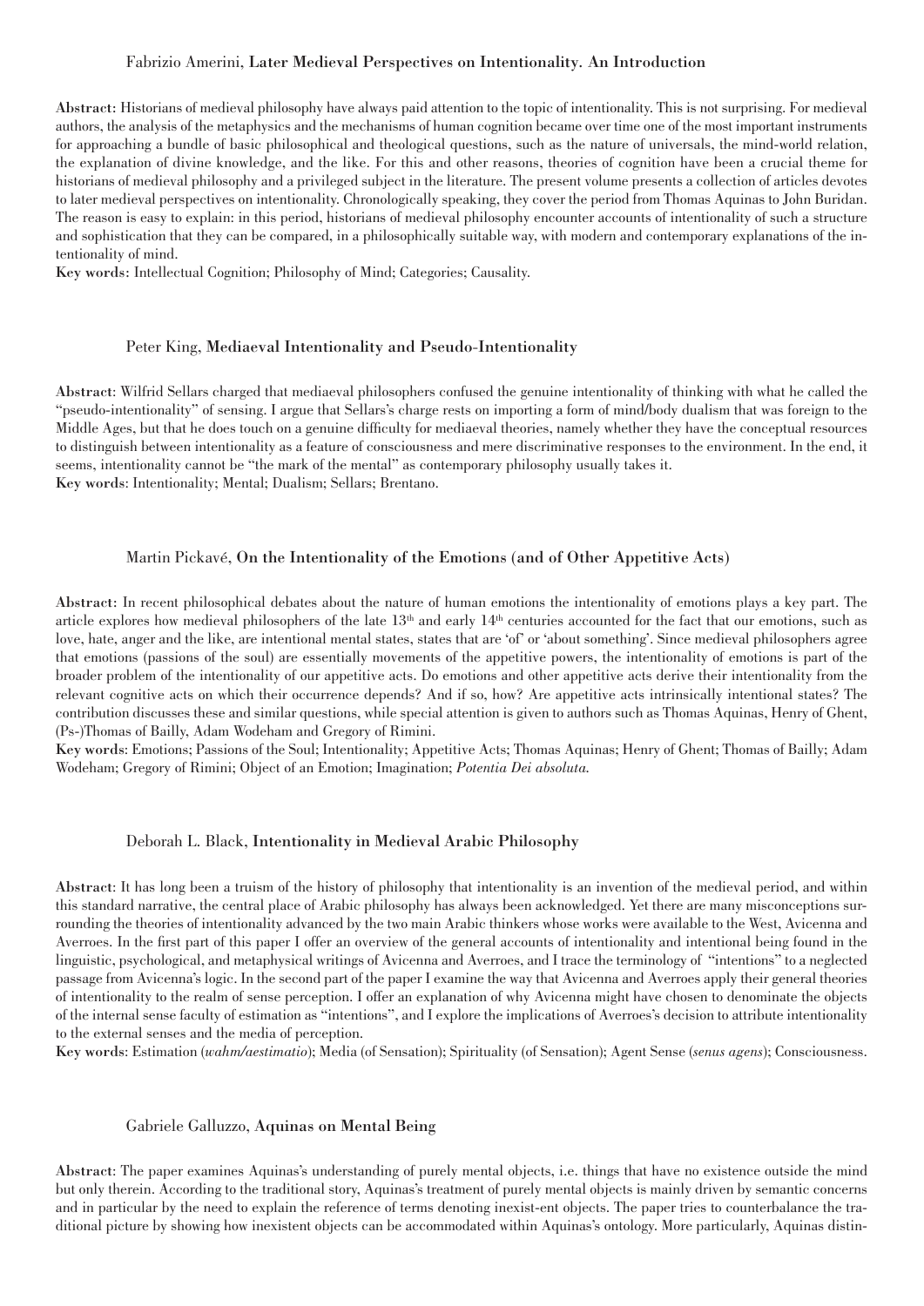### Fabrizio Amerini, **Later Medieval Perspectives on Intentionality. An Introduction**

**Abstract:** Historians of medieval philosophy have always paid attention to the topic of intentionality. This is not surprising. For medieval authors, the analysis of the metaphysics and the mechanisms of human cognition became over time one of the most important instruments for approaching a bundle of basic philosophical and theological questions, such as the nature of universals, the mind-world relation, the explanation of divine knowledge, and the like. For this and other reasons, theories of cognition have been a crucial theme for historians of medieval philosophy and a privileged subject in the literature. The present volume presents a collection of articles devotes to later medieval perspectives on intentionality. Chronologically speaking, they cover the period from Thomas Aquinas to John Buridan. The reason is easy to explain: in this period, historians of medieval philosophy encounter accounts of intentionality of such a structure and sophistication that they can be compared, in a philosophically suitable way, with modern and contemporary explanations of the intentionality of mind.

**Key words:** Intellectual Cognition; Philosophy of Mind; Categories; Causality.

### Peter King, **Mediaeval Intentionality and Pseudo-Intentionality**

**Abstract**: Wilfrid Sellars charged that mediaeval philosophers confused the genuine intentionality of thinking with what he called the "pseudo-intentionality" of sensing. I argue that Sellars's charge rests on importing a form of mind/body dualism that was foreign to the Middle Ages, but that he does touch on a genuine difficulty for mediaeval theories, namely whether they have the conceptual resources to distinguish between intentionality as a feature of consciousness and mere discriminative responses to the environment. In the end, it seems, intentionality cannot be "the mark of the mental" as contemporary philosophy usually takes it.

**Key words**: Intentionality; Mental; Dualism; Sellars; Brentano.

### Martin Pickavé, **On the Intentionality of the Emotions (and of Other Appetitive Acts)**

**Abstract:** In recent philosophical debates about the nature of human emotions the intentionality of emotions plays a key part. The article explores how medieval philosophers of the late 13th and early 14th centuries accounted for the fact that our emotions, such as love, hate, anger and the like, are intentional mental states, states that are 'of' or 'about something'. Since medieval philosophers agree that emotions (passions of the soul) are essentially movements of the appetitive powers, the intentionality of emotions is part of the broader problem of the intentionality of our appetitive acts. Do emotions and other appetitive acts derive their intentionality from the relevant cognitive acts on which their occurrence depends? And if so, how? Are appetitive acts intrinsically intentional states? The contribution discusses these and similar questions, while special attention is given to authors such as Thomas Aquinas, Henry of Ghent, (Ps-)Thomas of Bailly, Adam Wodeham and Gregory of Rimini.

**Key words**: Emotions; Passions of the Soul; Intentionality; Appetitive Acts; Thomas Aquinas; Henry of Ghent; Thomas of Bailly; Adam Wodeham; Gregory of Rimini; Object of an Emotion; Imagination; *Potentia Dei absoluta*.

### Deborah L. Black, **Intentionality in Medieval Arabic Philosophy**

**Abstract**: It has long been a truism of the history of philosophy that intentionality is an invention of the medieval period, and within this standard narrative, the central place of Arabic philosophy has always been acknowledged. Yet there are many misconceptions surrounding the theories of intentionality advanced by the two main Arabic thinkers whose works were available to the West, Avicenna and Averroes. In the first part of this paper I offer an overview of the general accounts of intentionality and intentional being found in the linguistic, psychological, and metaphysical writings of Avicenna and Averroes, and I trace the terminology of "intentions" to a neglected passage from Avicenna's logic. In the second part of the paper I examine the way that Avicenna and Averroes apply their general theories of intentionality to the realm of sense perception. I offer an explanation of why Avicenna might have chosen to denominate the objects of the internal sense faculty of estimation as "intentions", and I explore the implications of Averroes's decision to attribute intentionality to the external senses and the media of perception.

**Key words**: Estimation (*wahm/aestimatio*); Media (of Sensation); Spirituality (of Sensation); Agent Sense (*senus agens*); Consciousness.

### Gabriele Galluzzo, **Aquinas on Mental Being**

**Abstract**: The paper examines Aquinas's understanding of purely mental objects, i.e. things that have no existence outside the mind but only therein. According to the traditional story, Aquinas's treatment of purely mental objects is mainly driven by semantic concerns and in particular by the need to explain the reference of terms denoting inexist-ent objects. The paper tries to counterbalance the traditional picture by showing how inexistent objects can be accommodated within Aquinas's ontology. More particularly, Aquinas distin-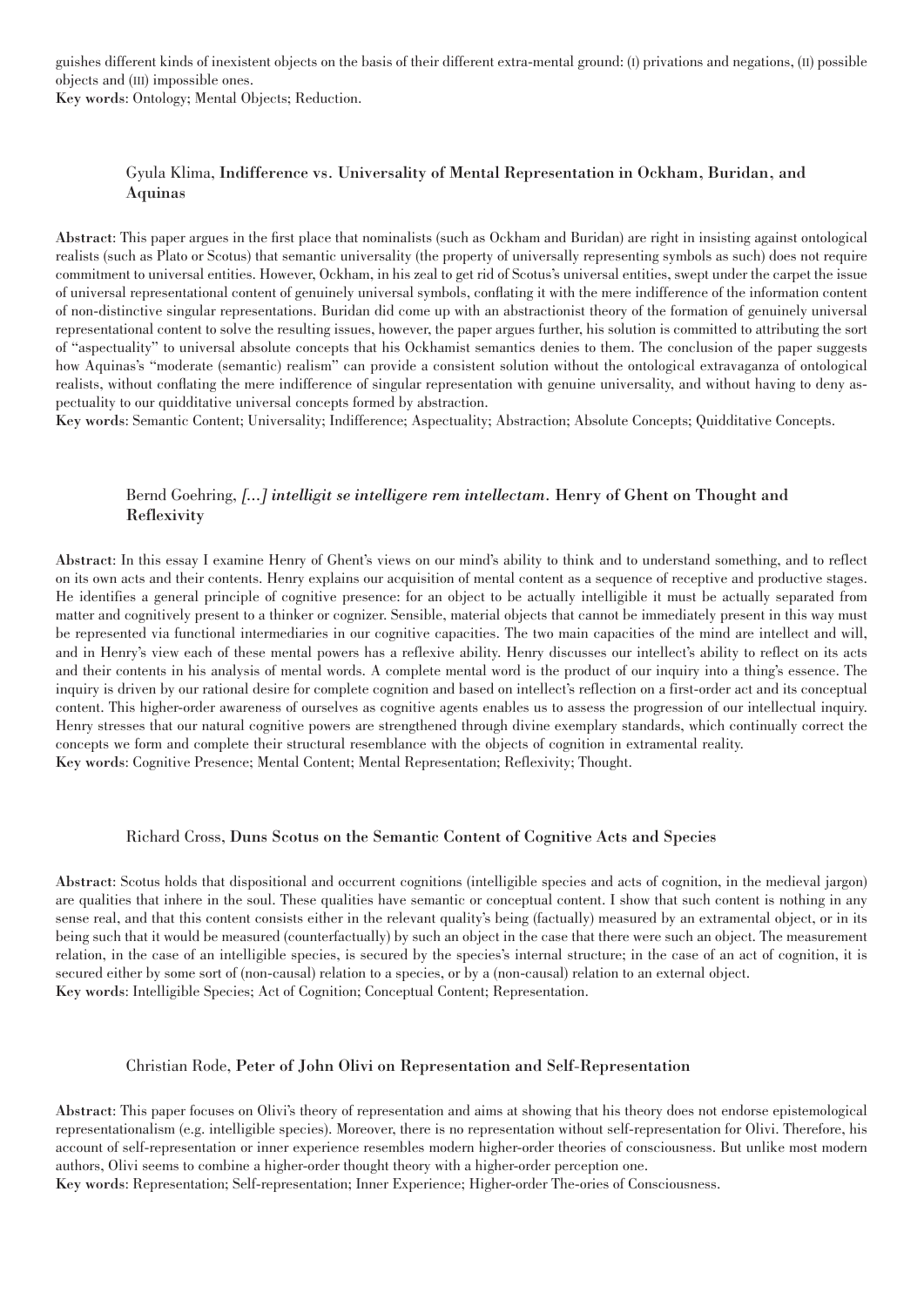guishes different kinds of inexistent objects on the basis of their different extra-mental ground: (I) privations and negations, (II) possible objects and (III) impossible ones.
**Key words**: Ontology; Mental Objects; Reduction.

### Gyula Klima, **Indifference vs. Universality of Mental Representation in Ockham, Buridan, and Aquinas**

**Abstract**: This paper argues in the first place that nominalists (such as Ockham and Buridan) are right in insisting against ontological realists (such as Plato or Scotus) that semantic universality (the property of universally representing symbols as such) does not require commitment to universal entities. However, Ockham, in his zeal to get rid of Scotus's universal entities, swept under the carpet the issue of universal representational content of genuinely universal symbols, conflating it with the mere indifference of the information content of non-distinctive singular representations. Buridan did come up with an abstractionist theory of the formation of genuinely universal representational content to solve the resulting issues, however, the paper argues further, his solution is committed to attributing the sort of "aspectuality" to universal absolute concepts that his Ockhamist semantics denies to them. The conclusion of the paper suggests how Aquinas's "moderate (semantic) realism" can provide a consistent solution without the ontological extravaganza of ontological realists, without conflating the mere indifference of singular representation with genuine universality, and without having to deny aspectuality to our quidditative universal concepts formed by abstraction.
**Key words**: Semantic Content; Universality; Indifference; Aspectuality; Abstraction; Absolute Concepts; Quidditative Concepts.

### Bernd Goehring, ***[...] intelligit se intelligere rem intellectam*. Henry of Ghent on Thought and Reflexivity**

**Abstract**: In this essay I examine Henry of Ghent's views on our mind's ability to think and to understand something, and to reflect on its own acts and their contents. Henry explains our acquisition of mental content as a sequence of receptive and productive stages. He identifies a general principle of cognitive presence: for an object to be actually intelligible it must be actually separated from matter and cognitively present to a thinker or cognizer. Sensible, material objects that cannot be immediately present in this way must be represented via functional intermediaries in our cognitive capacities. The two main capacities of the mind are intellect and will, and in Henry's view each of these mental powers has a reflexive ability. Henry discusses our intellect's ability to reflect on its acts and their contents in his analysis of mental words. A complete mental word is the product of our inquiry into a thing's essence. The inquiry is driven by our rational desire for complete cognition and based on intellect's reflection on a first-order act and its conceptual content. This higher-order awareness of ourselves as cognitive agents enables us to assess the progression of our intellectual inquiry. Henry stresses that our natural cognitive powers are strengthened through divine exemplary standards, which continually correct the concepts we form and complete their structural resemblance with the objects of cognition in extramental reality.
**Key words**: Cognitive Presence; Mental Content; Mental Representation; Reflexivity; Thought.

### Richard Cross, **Duns Scotus on the Semantic Content of Cognitive Acts and Species**

**Abstract**: Scotus holds that dispositional and occurrent cognitions (intelligible species and acts of cognition, in the medieval jargon) are qualities that inhere in the soul. These qualities have semantic or conceptual content. I show that such content is nothing in any sense real, and that this content consists either in the relevant quality's being (factually) measured by an extramental object, or in its being such that it would be measured (counterfactually) by such an object in the case that there were such an object. The measurement relation, in the case of an intelligible species, is secured by the species's internal structure; in the case of an act of cognition, it is secured either by some sort of (non-causal) relation to a species, or by a (non-causal) relation to an external object.
**Key words**: Intelligible Species; Act of Cognition; Conceptual Content; Representation.

### Christian Rode, **Peter of John Olivi on Representation and Self-Representation**

**Abstract**: This paper focuses on Olivi's theory of representation and aims at showing that his theory does not endorse epistemological representationalism (e.g. intelligible species). Moreover, there is no representation without self-representation for Olivi. Therefore, his account of self-representation or inner experience resembles modern higher-order theories of consciousness. But unlike most modern authors, Olivi seems to combine a higher-order thought theory with a higher-order perception one.
**Key words**: Representation; Self-representation; Inner Experience; Higher-order The-ories of Consciousness.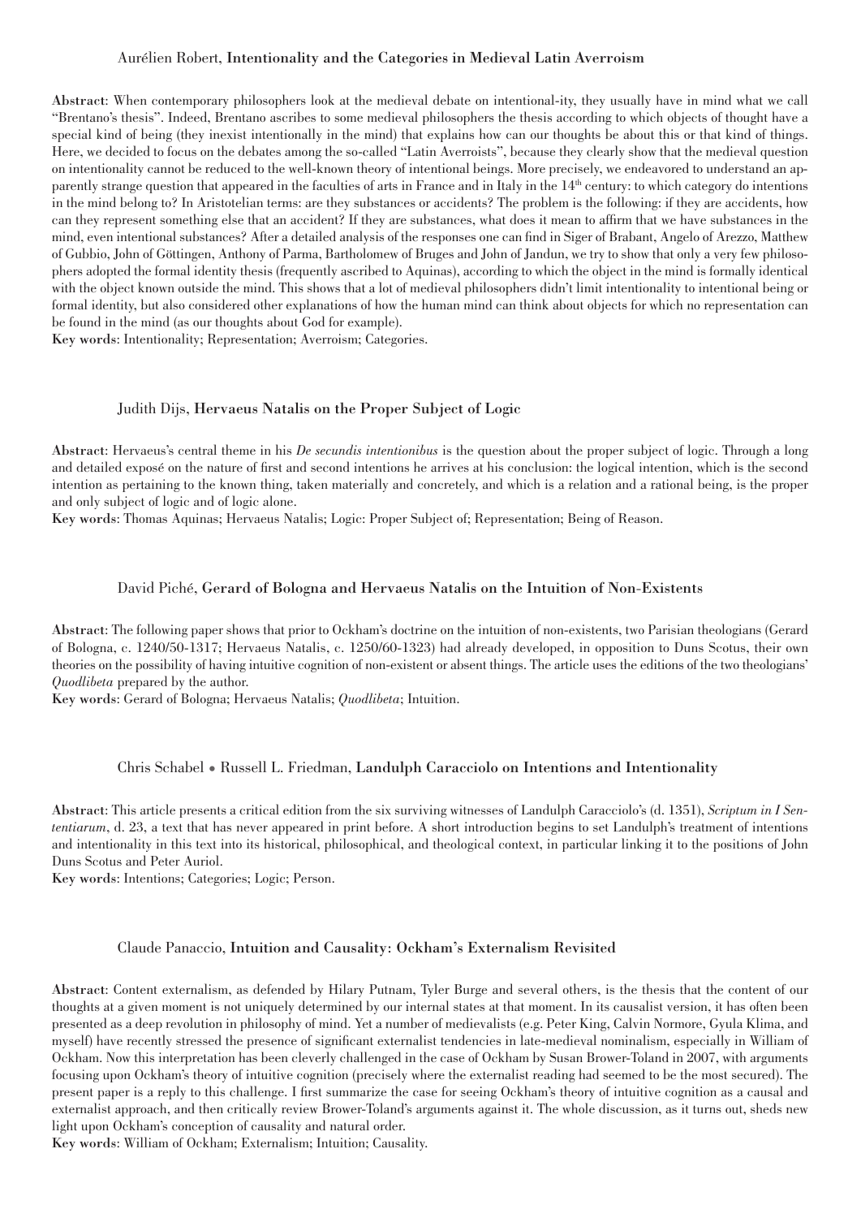## Aurélien Robert, **Intentionality and the Categories in Medieval Latin Averroism**

**Abstract**: When contemporary philosophers look at the medieval debate on intentional-ity, they usually have in mind what we call "Brentano's thesis". Indeed, Brentano ascribes to some medieval philosophers the thesis according to which objects of thought have a special kind of being (they inexist intentionally in the mind) that explains how can our thoughts be about this or that kind of things. Here, we decided to focus on the debates among the so-called "Latin Averroists", because they clearly show that the medieval question on intentionality cannot be reduced to the well-known theory of intentional beings. More precisely, we endeavored to understand an apparently strange question that appeared in the faculties of arts in France and in Italy in the 14th century: to which category do intentions in the mind belong to? In Aristotelian terms: are they substances or accidents? The problem is the following: if they are accidents, how can they represent something else that an accident? If they are substances, what does it mean to affirm that we have substances in the mind, even intentional substances? After a detailed analysis of the responses one can find in Siger of Brabant, Angelo of Arezzo, Matthew of Gubbio, John of Göttingen, Anthony of Parma, Bartholomew of Bruges and John of Jandun, we try to show that only a very few philosophers adopted the formal identity thesis (frequently ascribed to Aquinas), according to which the object in the mind is formally identical with the object known outside the mind. This shows that a lot of medieval philosophers didn't limit intentionality to intentional being or formal identity, but also considered other explanations of how the human mind can think about objects for which no representation can be found in the mind (as our thoughts about God for example).

**Key words**: Intentionality; Representation; Averroism; Categories.

## Judith Dijs, **Hervaeus Natalis on the Proper Subject of Logic**

**Abstract**: Hervaeus's central theme in his *De secundis intentionibus* is the question about the proper subject of logic. Through a long and detailed exposé on the nature of first and second intentions he arrives at his conclusion: the logical intention, which is the second intention as pertaining to the known thing, taken materially and concretely, and which is a relation and a rational being, is the proper and only subject of logic and of logic alone.

**Key words**: Thomas Aquinas; Hervaeus Natalis; Logic: Proper Subject of; Representation; Being of Reason.

## David Piché, **Gerard of Bologna and Hervaeus Natalis on the Intuition of Non-Existents**

**Abstract**: The following paper shows that prior to Ockham's doctrine on the intuition of non-existents, two Parisian theologians (Gerard of Bologna, c. 1240/50-1317; Hervaeus Natalis, c. 1250/60-1323) had already developed, in opposition to Duns Scotus, their own theories on the possibility of having intuitive cognition of non-existent or absent things. The article uses the editions of the two theologians' *Quodlibeta* prepared by the author.

**Key words**: Gerard of Bologna; Hervaeus Natalis; *Quodlibeta*; Intuition.

## Chris Schabel • Russell L. Friedman, **Landulph Caracciolo on Intentions and Intentionality**

**Abstract**: This article presents a critical edition from the six surviving witnesses of Landulph Caracciolo's (d. 1351), *Scriptum in I Sententiarum*, d. 23, a text that has never appeared in print before. A short introduction begins to set Landulph's treatment of intentions and intentionality in this text into its historical, philosophical, and theological context, in particular linking it to the positions of John Duns Scotus and Peter Auriol.

**Key words**: Intentions; Categories; Logic; Person.

## Claude Panaccio, **Intuition and Causality: Ockham's Externalism Revisited**

**Abstract**: Content externalism, as defended by Hilary Putnam, Tyler Burge and several others, is the thesis that the content of our thoughts at a given moment is not uniquely determined by our internal states at that moment. In its causalist version, it has often been presented as a deep revolution in philosophy of mind. Yet a number of medievalists (e.g. Peter King, Calvin Normore, Gyula Klima, and myself) have recently stressed the presence of significant externalist tendencies in late-medieval nominalism, especially in William of Ockham. Now this interpretation has been cleverly challenged in the case of Ockham by Susan Brower-Toland in 2007, with arguments focusing upon Ockham's theory of intuitive cognition (precisely where the externalist reading had seemed to be the most secured). The present paper is a reply to this challenge. I first summarize the case for seeing Ockham's theory of intuitive cognition as a causal and externalist approach, and then critically review Brower-Toland's arguments against it. The whole discussion, as it turns out, sheds new light upon Ockham's conception of causality and natural order.

**Key words**: William of Ockham; Externalism; Intuition; Causality.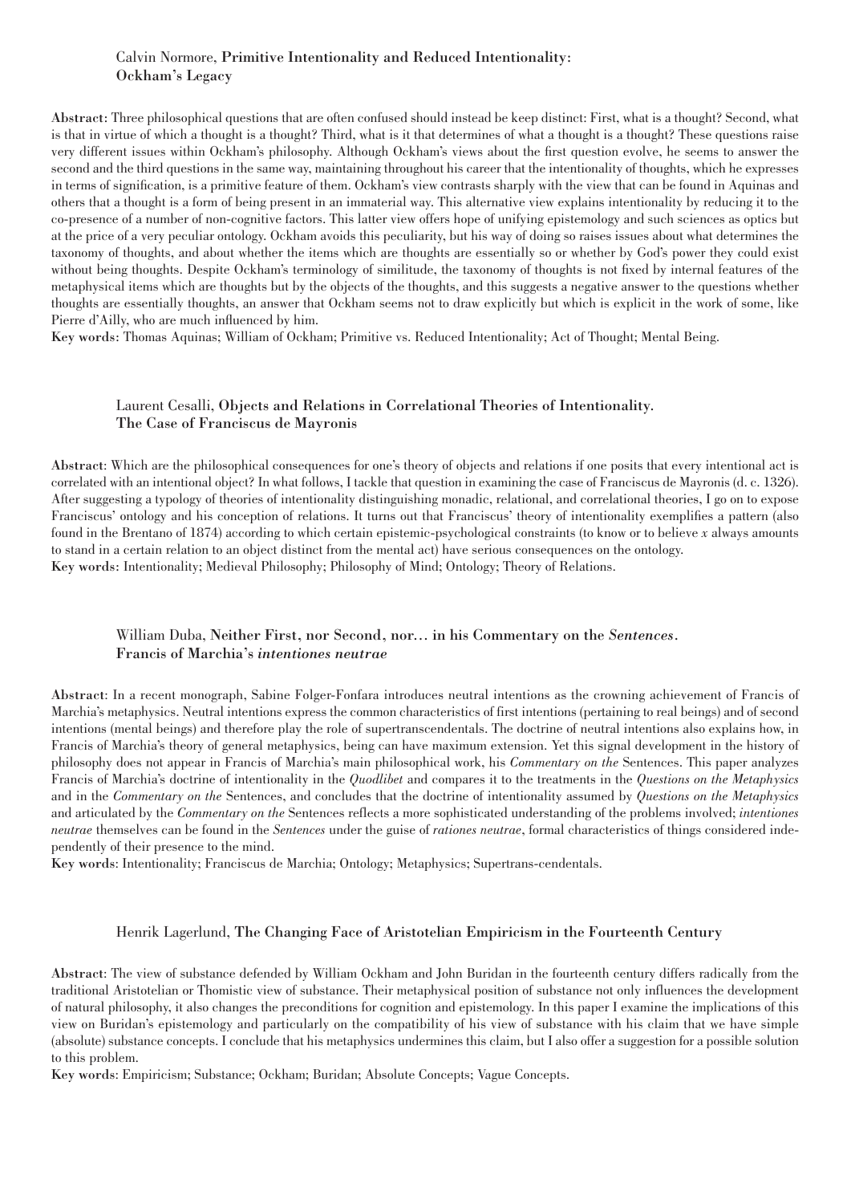## Calvin Normore, **Primitive Intentionality and Reduced Intentionality: Ockham's Legacy**

**Abstract**: Three philosophical questions that are often confused should instead be keep distinct: First, what is a thought? Second, what is that in virtue of which a thought is a thought? Third, what is it that determines of what a thought is a thought? These questions raise very different issues within Ockham's philosophy. Although Ockham's views about the first question evolve, he seems to answer the second and the third questions in the same way, maintaining throughout his career that the intentionality of thoughts, which he expresses in terms of signification, is a primitive feature of them. Ockham's view contrasts sharply with the view that can be found in Aquinas and others that a thought is a form of being present in an immaterial way. This alternative view explains intentionality by reducing it to the co-presence of a number of non-cognitive factors. This latter view offers hope of unifying epistemology and such sciences as optics but at the price of a very peculiar ontology. Ockham avoids this peculiarity, but his way of doing so raises issues about what determines the taxonomy of thoughts, and about whether the items which are thoughts are essentially so or whether by God's power they could exist without being thoughts. Despite Ockham's terminology of similitude, the taxonomy of thoughts is not fixed by internal features of the metaphysical items which are thoughts but by the objects of the thoughts, and this suggests a negative answer to the questions whether thoughts are essentially thoughts, an answer that Ockham seems not to draw explicitly but which is explicit in the work of some, like Pierre d'Ailly, who are much influenced by him.

**Key words**: Thomas Aquinas; William of Ockham; Primitive vs. Reduced Intentionality; Act of Thought; Mental Being.

## Laurent Cesalli, **Objects and Relations in Correlational Theories of Intentionality. The Case of Franciscus de Mayronis**

**Abstract**: Which are the philosophical consequences for one's theory of objects and relations if one posits that every intentional act is correlated with an intentional object? In what follows, I tackle that question in examining the case of Franciscus de Mayronis (d. c. 1326). After suggesting a typology of theories of intentionality distinguishing monadic, relational, and correlational theories, I go on to expose Franciscus' ontology and his conception of relations. It turns out that Franciscus' theory of intentionality exemplifies a pattern (also found in the Brentano of 1874) according to which certain epistemic-psychological constraints (to know or to believe *x* always amounts to stand in a certain relation to an object distinct from the mental act) have serious consequences on the ontology.

**Key words**: Intentionality; Medieval Philosophy; Philosophy of Mind; Ontology; Theory of Relations.

## William Duba, **Neither First, nor Second, nor… in his Commentary on the *Sentences*. Francis of Marchia's *intentiones neutrae***

**Abstract**: In a recent monograph, Sabine Folger-Fonfara introduces neutral intentions as the crowning achievement of Francis of Marchia's metaphysics. Neutral intentions express the common characteristics of first intentions (pertaining to real beings) and of second intentions (mental beings) and therefore play the role of supertranscendentals. The doctrine of neutral intentions also explains how, in Francis of Marchia's theory of general metaphysics, being can have maximum extension. Yet this signal development in the history of philosophy does not appear in Francis of Marchia's main philosophical work, his *Commentary on the* Sentences. This paper analyzes Francis of Marchia's doctrine of intentionality in the *Quodlibet* and compares it to the treatments in the *Questions on the Metaphysics* and in the *Commentary on the* Sentences, and concludes that the doctrine of intentionality assumed by *Questions on the Metaphysics* and articulated by the *Commentary on the* Sentences reflects a more sophisticated understanding of the problems involved; *intentiones neutrae* themselves can be found in the *Sentences* under the guise of *rationes neutrae*, formal characteristics of things considered independently of their presence to the mind.

**Key words**: Intentionality; Franciscus de Marchia; Ontology; Metaphysics; Supertrans-cendentals.

## Henrik Lagerlund, **The Changing Face of Aristotelian Empiricism in the Fourteenth Century**

**Abstract**: The view of substance defended by William Ockham and John Buridan in the fourteenth century differs radically from the traditional Aristotelian or Thomistic view of substance. Their metaphysical position of substance not only influences the development of natural philosophy, it also changes the preconditions for cognition and epistemology. In this paper I examine the implications of this view on Buridan's epistemology and particularly on the compatibility of his view of substance with his claim that we have simple (absolute) substance concepts. I conclude that his metaphysics undermines this claim, but I also offer a suggestion for a possible solution to this problem.

**Key words**: Empiricism; Substance; Ockham; Buridan; Absolute Concepts; Vague Concepts.